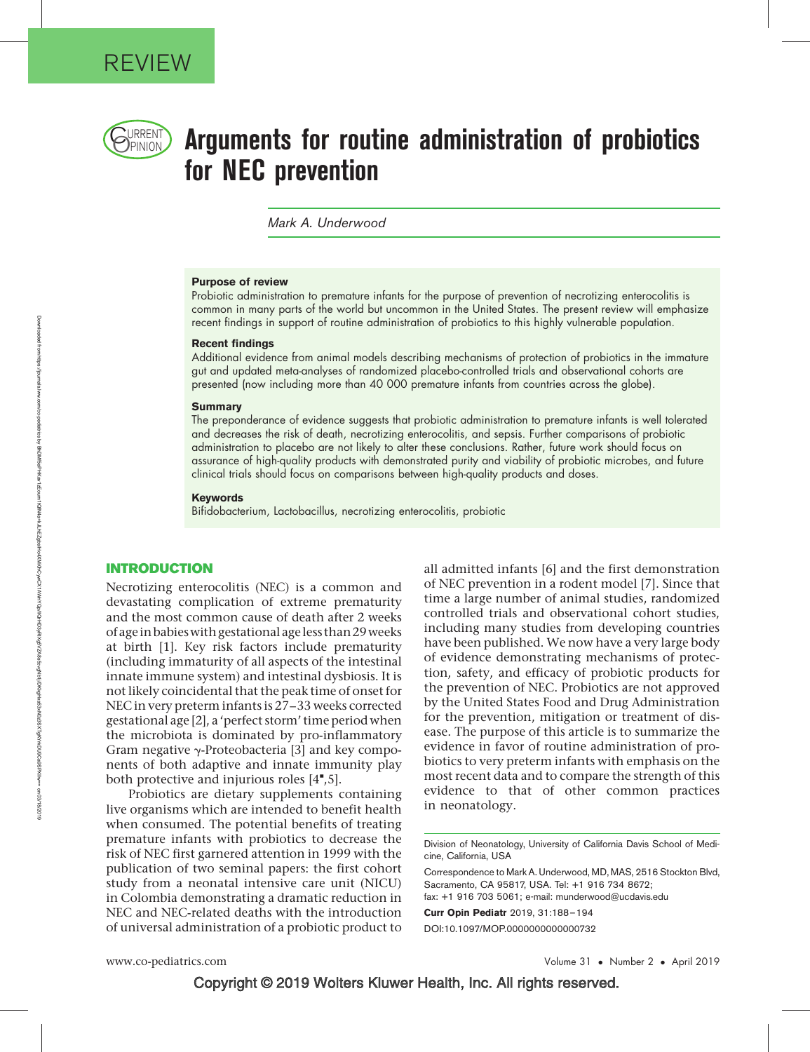REVIEW

# Arguments for routine administration of probiotics for NEC prevention

*Mark A. Underwood*

**Purpose of review**

Probiotic administration to premature infants for the purpose of prevention of necrotizing enterocolitis is common in many parts of the world but uncommon in the United States. The present review will emphasize recent findings in support of routine administration of probiotics to this highly vulnerable population.

**Recent findings**

Additional evidence from animal models describing mechanisms of protection of probiotics in the immature gut and updated meta-analyses of randomized placebo-controlled trials and observational cohorts are presented (now including more than 40 000 premature infants from countries across the globe).

**Summary**

The preponderance of evidence suggests that probiotic administration to premature infants is well tolerated and decreases the risk of death, necrotizing enterocolitis, and sepsis. Further comparisons of probiotic administration to placebo are not likely to alter these conclusions. Rather, future work should focus on assurance of high-quality products with demonstrated purity and viability of probiotic microbes, and future clinical trials should focus on comparisons between high-quality products and doses.

**Keywords**

Bifidobacterium, Lactobacillus, necrotizing enterocolitis, probiotic

## INTRODUCTION

Necrotizing enterocolitis (NEC) is a common and devastating complication of extreme prematurity and the most common cause of death after 2 weeks of age in babies with gestational age less than 29 weeks at birth [1]. Key risk factors include prematurity (including immaturity of all aspects of the intestinal innate immune system) and intestinal dysbiosis. It is not likely coincidental that the peak time of onset for NEC in very preterm infants is 27–33 weeks corrected gestational age [2], a 'perfect storm' time period when the microbiota is dominated by pro-inflammatory Gram negative $\gamma$-Proteobacteria [3] and key components of both adaptive and innate immunity play both protective and injurious roles [4■,5].

Probiotics are dietary supplements containing live organisms which are intended to benefit health when consumed. The potential benefits of treating premature infants with probiotics to decrease the risk of NEC first garnered attention in 1999 with the publication of two seminal papers: the first cohort study from a neonatal intensive care unit (NICU) in Colombia demonstrating a dramatic reduction in NEC and NEC-related deaths with the introduction of universal administration of a probiotic product to all admitted infants [6] and the first demonstration of NEC prevention in a rodent model [7]. Since that time a large number of animal studies, randomized controlled trials and observational cohort studies, including many studies from developing countries have been published. We now have a very large body of evidence demonstrating mechanisms of protection, safety, and efficacy of probiotic products for the prevention of NEC. Probiotics are not approved by the United States Food and Drug Administration for the prevention, mitigation or treatment of disease. The purpose of this article is to summarize the evidence in favor of routine administration of probiotics to very preterm infants with emphasis on the most recent data and to compare the strength of this evidence to that of other common practices in neonatology.

Division of Neonatology, University of California Davis School of Medicine, California, USA

Correspondence to Mark A. Underwood, MD, MAS, 2516 Stockton Blvd, Sacramento, CA 95817, USA. Tel: +1 916 734 8672; fax: +1 916 703 5061; e-mail: munderwood@ucdavis.edu

DOI:10.1097/MOP.0000000000000732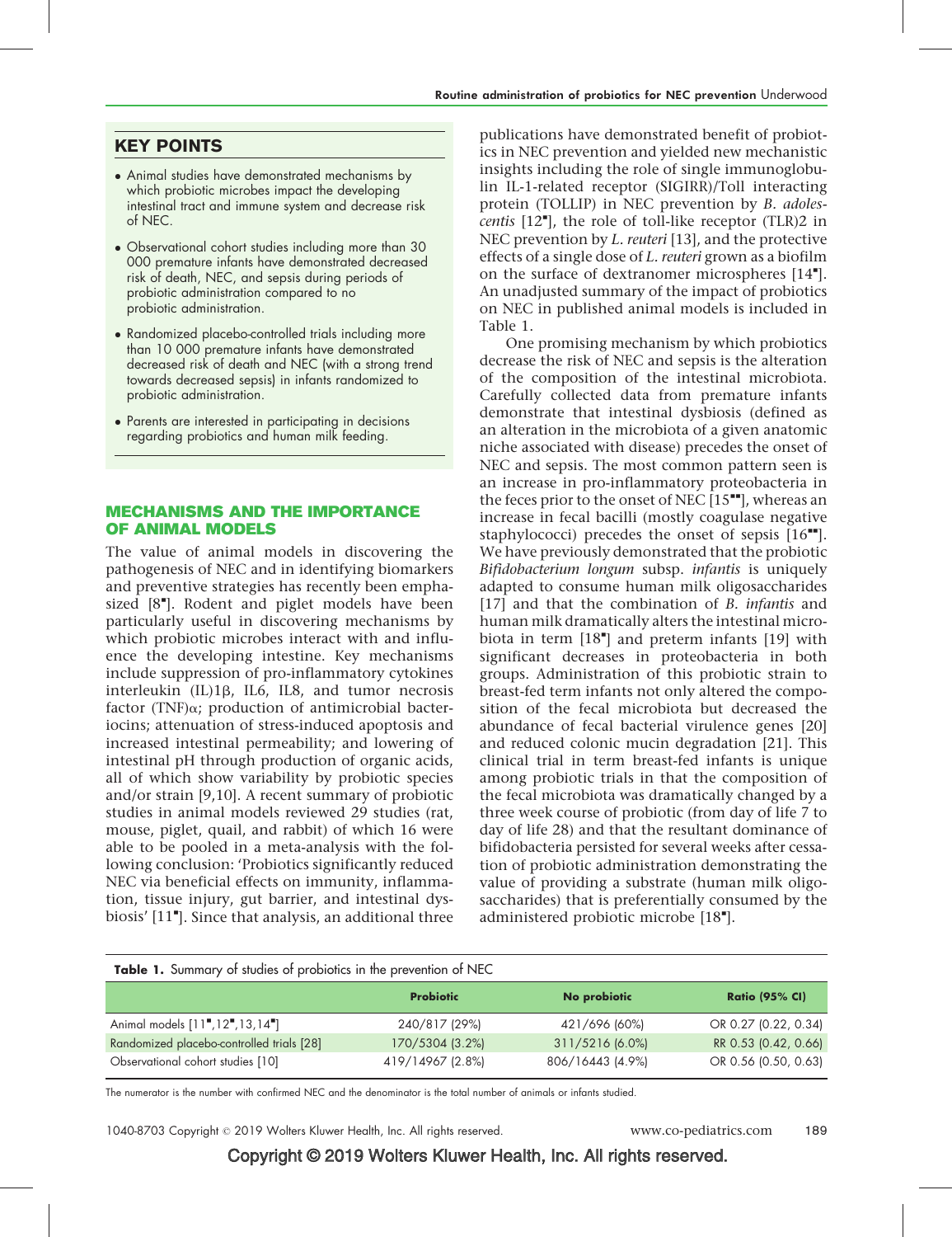## KEY POINTS

- Animal studies have demonstrated mechanisms by which probiotic microbes impact the developing intestinal tract and immune system and decrease risk of NEC.
- Observational cohort studies including more than 30 000 premature infants have demonstrated decreased risk of death, NEC, and sepsis during periods of probiotic administration compared to no probiotic administration.
- Randomized placebo-controlled trials including more than 10 000 premature infants have demonstrated decreased risk of death and NEC (with a strong trend towards decreased sepsis) in infants randomized to probiotic administration.
- Parents are interested in participating in decisions regarding probiotics and human milk feeding.

## MECHANISMS AND THE IMPORTANCE OF ANIMAL MODELS

The value of animal models in discovering the pathogenesis of NEC and in identifying biomarkers and preventive strategies has recently been emphasized [8▪]. Rodent and piglet models have been particularly useful in discovering mechanisms by which probiotic microbes interact with and influence the developing intestine. Key mechanisms include suppression of pro-inflammatory cytokines interleukin (IL)1β, IL6, IL8, and tumor necrosis factor (TNF)α; production of antimicrobial bacteriocins; attenuation of stress-induced apoptosis and increased intestinal permeability; and lowering of intestinal pH through production of organic acids, all of which show variability by probiotic species and/or strain [9,10]. A recent summary of probiotic studies in animal models reviewed 29 studies (rat, mouse, piglet, quail, and rabbit) of which 16 were able to be pooled in a meta-analysis with the following conclusion: 'Probiotics significantly reduced NEC via beneficial effects on immunity, inflammation, tissue injury, gut barrier, and intestinal dysbiosis' [11▪]. Since that analysis, an additional three publications have demonstrated benefit of probiotics in NEC prevention and yielded new mechanistic insights including the role of single immunoglobulin IL-1-related receptor (SIGIRR)/Toll interacting protein (TOLLIP) in NEC prevention by *B. adolescentis* [12▪], the role of toll-like receptor (TLR)2 in NEC prevention by *L. reuteri* [13], and the protective effects of a single dose of *L. reuteri* grown as a biofilm on the surface of dextranomer microspheres [14▪]. An unadjusted summary of the impact of probiotics on NEC in published animal models is included in Table 1.

One promising mechanism by which probiotics decrease the risk of NEC and sepsis is the alteration of the composition of the intestinal microbiota. Carefully collected data from premature infants demonstrate that intestinal dysbiosis (defined as an alteration in the microbiota of a given anatomic niche associated with disease) precedes the onset of NEC and sepsis. The most common pattern seen is an increase in pro-inflammatory proteobacteria in the feces prior to the onset of NEC [15▪▪], whereas an increase in fecal bacilli (mostly coagulase negative staphylococci) precedes the onset of sepsis [16▪▪]. We have previously demonstrated that the probiotic *Bifidobacterium longum* subsp. *infantis* is uniquely adapted to consume human milk oligosaccharides [17] and that the combination of *B. infantis* and human milk dramatically alters the intestinal microbiota in term [18▪] and preterm infants [19] with significant decreases in proteobacteria in both groups. Administration of this probiotic strain to breast-fed term infants not only altered the composition of the fecal microbiota but decreased the abundance of fecal bacterial virulence genes [20] and reduced colonic mucin degradation [21]. This clinical trial in term breast-fed infants is unique among probiotic trials in that the composition of the fecal microbiota was dramatically changed by a three week course of probiotic (from day of life 7 to day of life 28) and that the resultant dominance of bifidobacteria persisted for several weeks after cessation of probiotic administration demonstrating the value of providing a substrate (human milk oligosaccharides) that is preferentially consumed by the administered probiotic microbe [18▪].

**Table 1.** Summary of studies of probiotics in the prevention of NEC

| | Probiotic | No probiotic | Ratio (95% CI) |
|---|---|---|---|
| Animal models [11▪,12▪,13,14▪] | 240/817 (29%) | 421/696 (60%) | OR 0.27 (0.22, 0.34) |
| Randomized placebo-controlled trials [28] | 170/5304 (3.2%) | 311/5216 (6.0%) | RR 0.53 (0.42, 0.66) |
| Observational cohort studies [10] | 419/14967 (2.8%) | 806/16443 (4.9%) | OR 0.56 (0.50, 0.63) |

The numerator is the number with confirmed NEC and the denominator is the total number of animals or infants studied.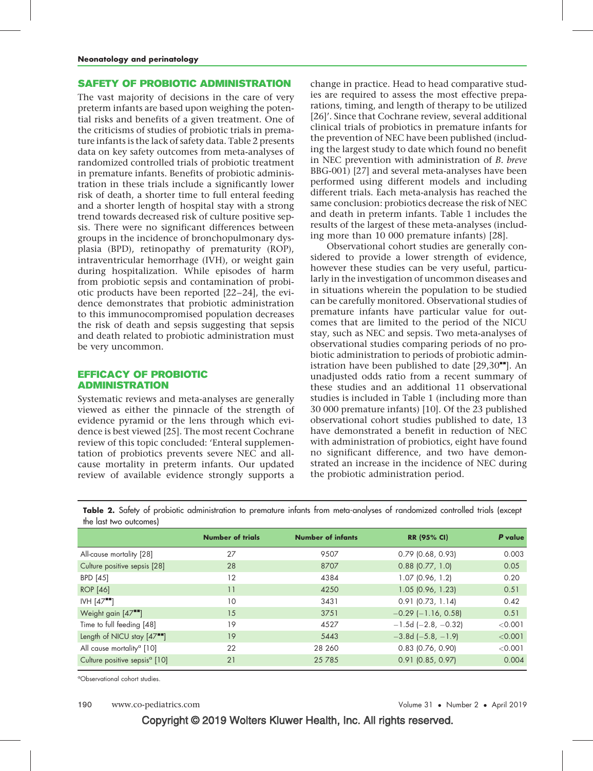## SAFETY OF PROBIOTIC ADMINISTRATION

The vast majority of decisions in the care of very preterm infants are based upon weighing the potential risks and benefits of a given treatment. One of the criticisms of studies of probiotic trials in premature infants is the lack of safety data. Table 2 presents data on key safety outcomes from meta-analyses of randomized controlled trials of probiotic treatment in premature infants. Benefits of probiotic administration in these trials include a significantly lower risk of death, a shorter time to full enteral feeding and a shorter length of hospital stay with a strong trend towards decreased risk of culture positive sepsis. There were no significant differences between groups in the incidence of bronchopulmonary dysplasia (BPD), retinopathy of prematurity (ROP), intraventricular hemorrhage (IVH), or weight gain during hospitalization. While episodes of harm from probiotic sepsis and contamination of probiotic products have been reported [22–24], the evidence demonstrates that probiotic administration to this immunocompromised population decreases the risk of death and sepsis suggesting that sepsis and death related to probiotic administration must be very uncommon.

## EFFICACY OF PROBIOTIC ADMINISTRATION

Systematic reviews and meta-analyses are generally viewed as either the pinnacle of the strength of evidence pyramid or the lens through which evidence is best viewed [25]. The most recent Cochrane review of this topic concluded: 'Enteral supplementation of probiotics prevents severe NEC and all-cause mortality in preterm infants. Our updated review of available evidence strongly supports a change in practice. Head to head comparative studies are required to assess the most effective preparations, timing, and length of therapy to be utilized [26]'. Since that Cochrane review, several additional clinical trials of probiotics in premature infants for the prevention of NEC have been published (including the largest study to date which found no benefit in NEC prevention with administration of *B. breve* BBG-001) [27] and several meta-analyses have been performed using different models and including different trials. Each meta-analysis has reached the same conclusion: probiotics decrease the risk of NEC and death in preterm infants. Table 1 includes the results of the largest of these meta-analyses (including more than 10 000 premature infants) [28].

Observational cohort studies are generally considered to provide a lower strength of evidence, however these studies can be very useful, particularly in the investigation of uncommon diseases and in situations wherein the population to be studied can be carefully monitored. Observational studies of premature infants have particular value for outcomes that are limited to the period of the NICU stay, such as NEC and sepsis. Two meta-analyses of observational studies comparing periods of no probiotic administration to periods of probiotic administration have been published to date [29,30■■]. An unadjusted odds ratio from a recent summary of these studies and an additional 11 observational studies is included in Table 1 (including more than 30 000 premature infants) [10]. Of the 23 published observational cohort studies published to date, 13 have demonstrated a benefit in reduction of NEC with administration of probiotics, eight have found no significant difference, and two have demonstrated an increase in the incidence of NEC during the probiotic administration period.

**Table 2.** Safety of probiotic administration to premature infants from meta-analyses of randomized controlled trials (except the last two outcomes)

| | Number of trials | Number of infants | RR (95% CI) | *P* value |
|---|---|---|---|---|
| All-cause mortality [28] | 27 | 9507 | 0.79 (0.68, 0.93) | 0.003 |
| Culture positive sepsis [28] | 28 | 8707 | 0.88 (0.77, 1.0) | 0.05 |
| BPD [45] | 12 | 4384 | 1.07 (0.96, 1.2) | 0.20 |
| ROP [46] | 11 | 4250 | 1.05 (0.96, 1.23) | 0.51 |
| IVH [47■■] | 10 | 3431 | 0.91 (0.73, 1.14) | 0.42 |
| Weight gain [47■■] | 15 | 3751 | −0.29 (−1.16, 0.58) | 0.51 |
| Time to full feeding [48] | 19 | 4527 | −1.5d (−2.8, −0.32) | <0.001 |
| Length of NICU stay [47■■] | 19 | 5443 | −3.8d (−5.8, −1.9) | <0.001 |
| All cause mortality[a] [10] | 22 | 28 260 | 0.83 (0.76, 0.90) | <0.001 |
| Culture positive sepsis[a] [10] | 21 | 25 785 | 0.91 (0.85, 0.97) | 0.004 |

[a]Observational cohort studies.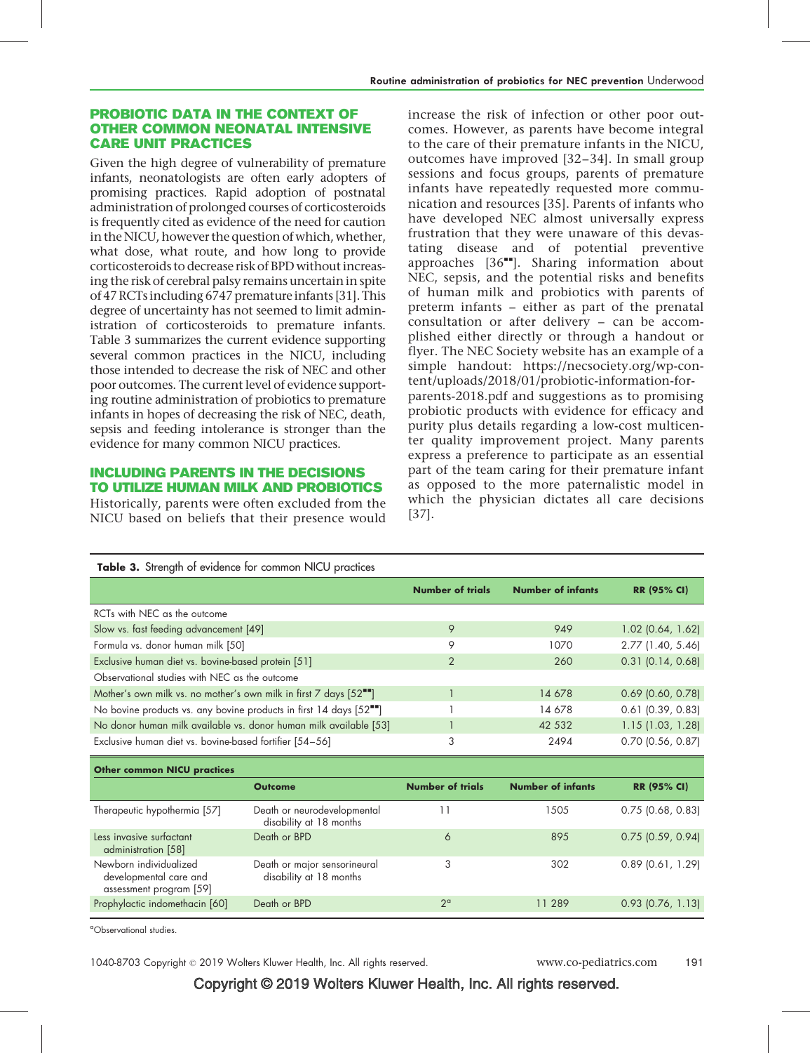## PROBIOTIC DATA IN THE CONTEXT OF OTHER COMMON NEONATAL INTENSIVE CARE UNIT PRACTICES

Given the high degree of vulnerability of premature infants, neonatologists are often early adopters of promising practices. Rapid adoption of postnatal administration of prolonged courses of corticosteroids is frequently cited as evidence of the need for caution in the NICU, however the question of which, whether, what dose, what route, and how long to provide corticosteroids to decrease risk of BPD without increasing the risk of cerebral palsy remains uncertain in spite of 47 RCTs including 6747 premature infants [31]. This degree of uncertainty has not seemed to limit administration of corticosteroids to premature infants. Table 3 summarizes the current evidence supporting several common practices in the NICU, including those intended to decrease the risk of NEC and other poor outcomes. The current level of evidence supporting routine administration of probiotics to premature infants in hopes of decreasing the risk of NEC, death, sepsis and feeding intolerance is stronger than the evidence for many common NICU practices.

## INCLUDING PARENTS IN THE DECISIONS TO UTILIZE HUMAN MILK AND PROBIOTICS

Historically, parents were often excluded from the NICU based on beliefs that their presence would increase the risk of infection or other poor outcomes. However, as parents have become integral to the care of their premature infants in the NICU, outcomes have improved [32–34]. In small group sessions and focus groups, parents of premature infants have repeatedly requested more communication and resources [35]. Parents of infants who have developed NEC almost universally express frustration that they were unaware of this devastating disease and of potential preventive approaches [36■■]. Sharing information about NEC, sepsis, and the potential risks and benefits of human milk and probiotics with parents of preterm infants – either as part of the prenatal consultation or after delivery – can be accomplished either directly or through a handout or flyer. The NEC Society website has an example of a simple handout: https://necsociety.org/wp-content/uploads/2018/01/probiotic-information-for-parents-2018.pdf and suggestions as to promising probiotic products with evidence for efficacy and purity plus details regarding a low-cost multicenter quality improvement project. Many parents express a preference to participate as an essential part of the team caring for their premature infant as opposed to the more paternalistic model in which the physician dictates all care decisions [37].

**Table 3.** Strength of evidence for common NICU practices

| | Number of trials | Number of infants | RR (95% CI) |
|---|---|---|---|
| RCTs with NEC as the outcome | | | |
| Slow vs. fast feeding advancement [49] | 9 | 949 | 1.02 (0.64, 1.62) |
| Formula vs. donor human milk [50] | 9 | 1070 | 2.77 (1.40, 5.46) |
| Exclusive human diet vs. bovine-based protein [51] | 2 | 260 | 0.31 (0.14, 0.68) |
| Observational studies with NEC as the outcome | | | |
| Mother's own milk vs. no mother's own milk in first 7 days [52■■] | 1 | 14 678 | 0.69 (0.60, 0.78) |
| No bovine products vs. any bovine products in first 14 days [52■■] | 1 | 14 678 | 0.61 (0.39, 0.83) |
| No donor human milk available vs. donor human milk available [53] | 1 | 42 532 | 1.15 (1.03, 1.28) |
| Exclusive human diet vs. bovine-based fortifier [54–56] | 3 | 2494 | 0.70 (0.56, 0.87) |

| Other common NICU practices | Outcome | Number of trials | Number of infants | RR (95% CI) |
|---|---|---|---|---|
| Therapeutic hypothermia [57] | Death or neurodevelopmental disability at 18 months | 11 | 1505 | 0.75 (0.68, 0.83) |
| Less invasive surfactant administration [58] | Death or BPD | 6 | 895 | 0.75 (0.59, 0.94) |
| Newborn individualized developmental care and assessment program [59] | Death or major sensorineural disability at 18 months | 3 | 302 | 0.89 (0.61, 1.29) |
| Prophylactic indomethacin [60] | Death or BPD | 2[a] | 11 289 | 0.93 (0.76, 1.13) |

[a]Observational studies.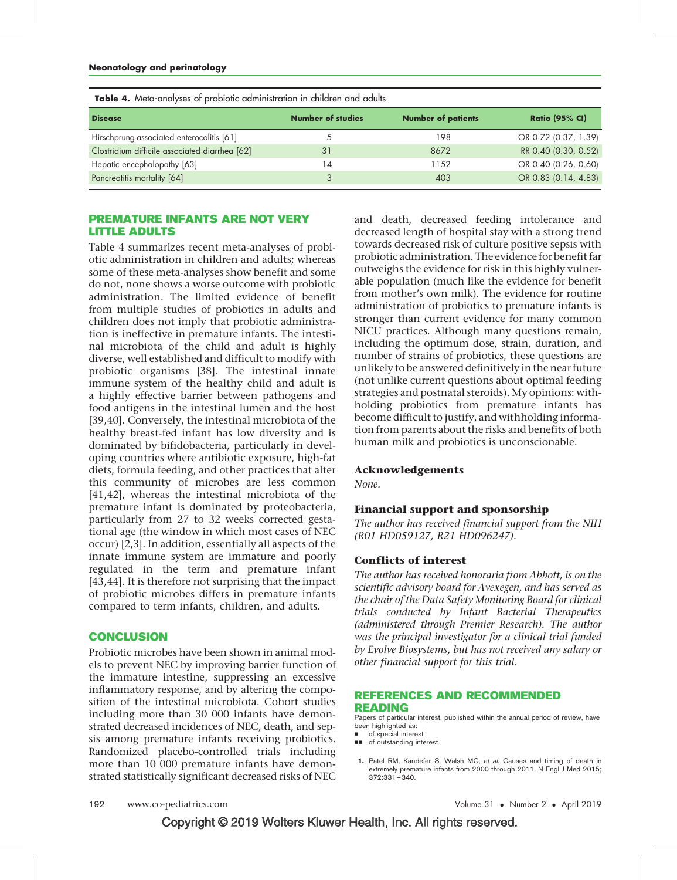**Table 4.** Meta-analyses of probiotic administration in children and adults

| Disease | Number of studies | Number of patients | Ratio (95% CI) |
|---|---|---|---|
| Hirschprung-associated enterocolitis [61] | 5 | 198 | OR 0.72 (0.37, 1.39) |
| Clostridium difficile associated diarrhea [62] | 31 | 8672 | RR 0.40 (0.30, 0.52) |
| Hepatic encephalopathy [63] | 14 | 1152 | OR 0.40 (0.26, 0.60) |
| Pancreatitis mortality [64] | 3 | 403 | OR 0.83 (0.14, 4.83) |

## PREMATURE INFANTS ARE NOT VERY LITTLE ADULTS

Table 4 summarizes recent meta-analyses of probiotic administration in children and adults; whereas some of these meta-analyses show benefit and some do not, none shows a worse outcome with probiotic administration. The limited evidence of benefit from multiple studies of probiotics in adults and children does not imply that probiotic administration is ineffective in premature infants. The intestinal microbiota of the child and adult is highly diverse, well established and difficult to modify with probiotic organisms [38]. The intestinal innate immune system of the healthy child and adult is a highly effective barrier between pathogens and food antigens in the intestinal lumen and the host [39,40]. Conversely, the intestinal microbiota of the healthy breast-fed infant has low diversity and is dominated by bifidobacteria, particularly in developing countries where antibiotic exposure, high-fat diets, formula feeding, and other practices that alter this community of microbes are less common [41,42], whereas the intestinal microbiota of the premature infant is dominated by proteobacteria, particularly from 27 to 32 weeks corrected gestational age (the window in which most cases of NEC occur) [2,3]. In addition, essentially all aspects of the innate immune system are immature and poorly regulated in the term and premature infant [43,44]. It is therefore not surprising that the impact of probiotic microbes differs in premature infants compared to term infants, children, and adults.

## CONCLUSION

Probiotic microbes have been shown in animal models to prevent NEC by improving barrier function of the immature intestine, suppressing an excessive inflammatory response, and by altering the composition of the intestinal microbiota. Cohort studies including more than 30 000 infants have demonstrated decreased incidences of NEC, death, and sepsis among premature infants receiving probiotics. Randomized placebo-controlled trials including more than 10 000 premature infants have demonstrated statistically significant decreased risks of NEC and death, decreased feeding intolerance and decreased length of hospital stay with a strong trend towards decreased risk of culture positive sepsis with probiotic administration. The evidence for benefit far outweighs the evidence for risk in this highly vulnerable population (much like the evidence for benefit from mother's own milk). The evidence for routine administration of probiotics to premature infants is stronger than current evidence for many common NICU practices. Although many questions remain, including the optimum dose, strain, duration, and number of strains of probiotics, these questions are unlikely to be answered definitively in the near future (not unlike current questions about optimal feeding strategies and postnatal steroids). My opinions: withholding probiotics from premature infants has become difficult to justify, and withholding information from parents about the risks and benefits of both human milk and probiotics is unconscionable.

### Acknowledgements

*None.*

### Financial support and sponsorship

*The author has received financial support from the NIH (R01 HD059127, R21 HD096247).*

### Conflicts of interest

*The author has received honoraria from Abbott, is on the scientific advisory board for Avexegen, and has served as the chair of the Data Safety Monitoring Board for clinical trials conducted by Infant Bacterial Therapeutics (administered through Premier Research). The author was the principal investigator for a clinical trial funded by Evolve Biosystems, but has not received any salary or other financial support for this trial.*

## REFERENCES AND RECOMMENDED READING

Papers of particular interest, published within the annual period of review, have been highlighted as:

- ▪ of special interest
- ▪▪ of outstanding interest

1. Patel RM, Kandefer S, Walsh MC, *et al.* Causes and timing of death in extremely premature infants from 2000 through 2011. N Engl J Med 2015; 372:331–340.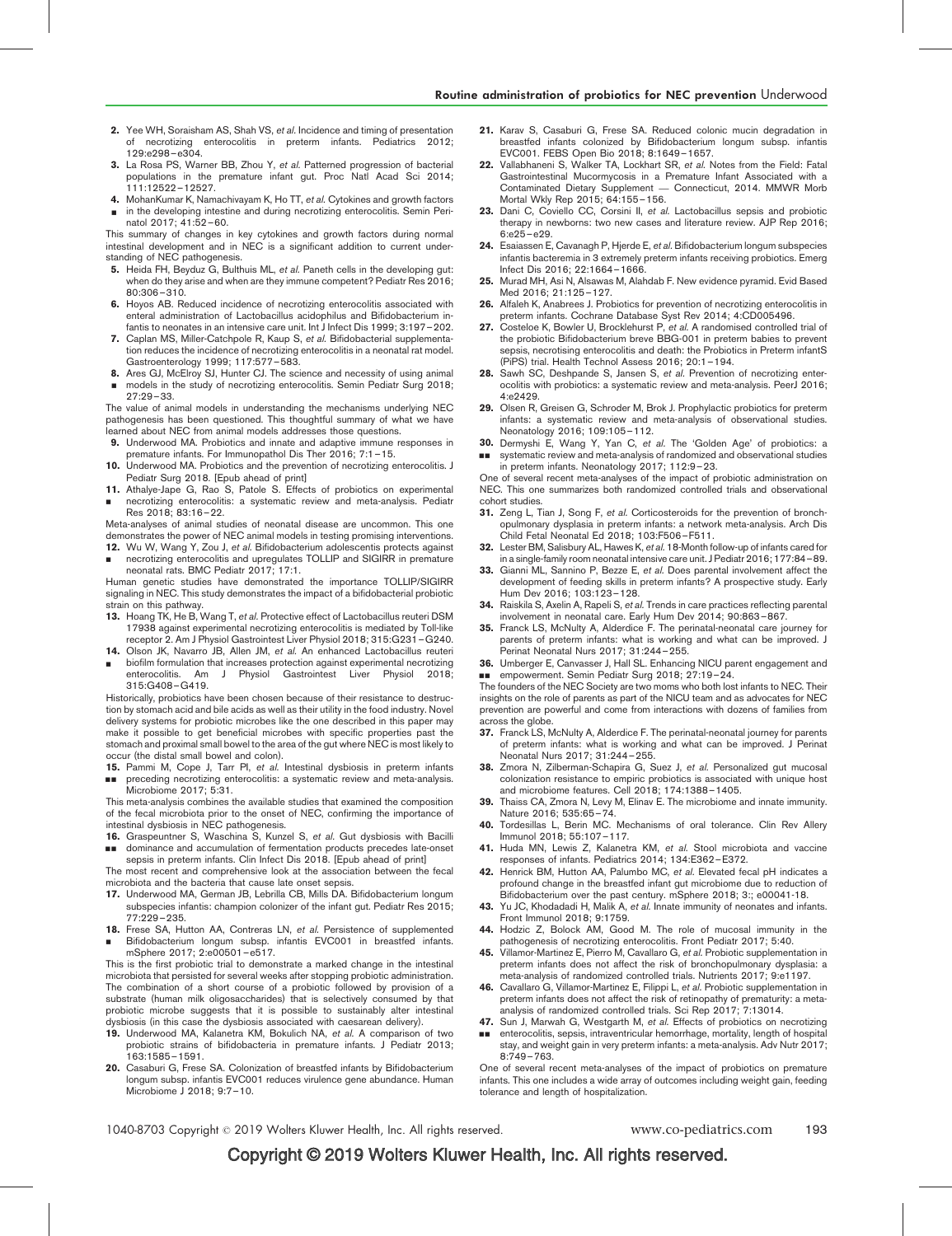2. Yee WH, Soraisham AS, Shah VS, *et al.* Incidence and timing of presentation of necrotizing enterocolitis in preterm infants. Pediatrics 2012; 129:e298–e304.
3. La Rosa PS, Warner BB, Zhou Y, *et al.* Patterned progression of bacterial populations in the premature infant gut. Proc Natl Acad Sci 2014; 111:12522–12527.
4. ▪ MohanKumar K, Namachivayam K, Ho TT, *et al.* Cytokines and growth factors in the developing intestine and during necrotizing enterocolitis. Semin Perinatol 2017; 41:52–60.

This summary of changes in key cytokines and growth factors during normal intestinal development and in NEC is a significant addition to current understanding of NEC pathogenesis.

5. Heida FH, Beyduz G, Bulthuis ML, *et al.* Paneth cells in the developing gut: when do they arise and when are they immune competent? Pediatr Res 2016; 80:306–310.
6. Hoyos AB. Reduced incidence of necrotizing enterocolitis associated with enteral administration of Lactobacillus acidophilus and Bifidobacterium infantis to neonates in an intensive care unit. Int J Infect Dis 1999; 3:197–202.
7. Caplan MS, Miller-Catchpole R, Kaup S, *et al.* Bifidobacterial supplementation reduces the incidence of necrotizing enterocolitis in a neonatal rat model. Gastroenterology 1999; 117:577–583.
8. ▪ Ares GJ, McElroy SJ, Hunter CJ. The science and necessity of using animal models in the study of necrotizing enterocolitis. Semin Pediatr Surg 2018; 27:29–33.

The value of animal models in understanding the mechanisms underlying NEC pathogenesis has been questioned. This thoughtful summary of what we have learned about NEC from animal models addresses those questions.

9. Underwood MA. Probiotics and innate and adaptive immune responses in premature infants. For Immunopathol Dis Ther 2016; 7:1–15.
10. Underwood MA. Probiotics and the prevention of necrotizing enterocolitis. J Pediatr Surg 2018. [Epub ahead of print]
11. ▪ Athalye-Jape G, Rao S, Patole S. Effects of probiotics on experimental necrotizing enterocolitis: a systematic review and meta-analysis. Pediatr Res 2018; 83:16–22.

Meta-analyses of animal studies of neonatal disease are uncommon. This one demonstrates the power of NEC animal models in testing promising interventions.

12. ▪ Wu W, Wang Y, Zou J, *et al.* Bifidobacterium adolescentis protects against necrotizing enterocolitis and upregulates TOLLIP and SIGIRR in premature neonatal rats. BMC Pediatr 2017; 17:1.

Human genetic studies have demonstrated the importance TOLLIP/SIGIRR signaling in NEC. This study demonstrates the impact of a bifidobacterial probiotic strain on this pathway.

13. Hoang TK, He B, Wang T, *et al.* Protective effect of Lactobacillus reuteri DSM 17938 against experimental necrotizing enterocolitis is mediated by Toll-like receptor 2. Am J Physiol Gastrointest Liver Physiol 2018; 315:G231–G240.
14. ▪ Olson JK, Navarro JB, Allen JM, *et al.* An enhanced Lactobacillus reuteri biofilm formulation that increases protection against experimental necrotizing enterocolitis. Am J Physiol Gastrointest Liver Physiol 2018; 315:G408–G419.

Historically, probiotics have been chosen because of their resistance to destruction by stomach acid and bile acids as well as their utility in the food industry. Novel delivery systems for probiotic microbes like the one described in this paper may make it possible to get beneficial microbes with specific properties past the stomach and proximal small bowel to the area of the gut where NEC is most likely to occur (the distal small bowel and colon).

15. ▪▪ Pammi M, Cope J, Tarr PI, *et al.* Intestinal dysbiosis in preterm infants preceding necrotizing enterocolitis: a systematic review and meta-analysis. Microbiome 2017; 5:31.

This meta-analysis combines the available studies that examined the composition of the fecal microbiota prior to the onset of NEC, confirming the importance of intestinal dysbiosis in NEC pathogenesis.

16. ▪▪ Graspeuntner S, Waschina S, Kunzel S, *et al.* Gut dysbiosis with Bacilli dominance and accumulation of fermentation products precedes late-onset sepsis in preterm infants. Clin Infect Dis 2018. [Epub ahead of print]

The most recent and comprehensive look at the association between the fecal microbiota and the bacteria that cause late onset sepsis.

17. Underwood MA, German JB, Lebrilla CB, Mills DA. Bifidobacterium longum subspecies infantis: champion colonizer of the infant gut. Pediatr Res 2015; 77:229–235.
18. ▪ Frese SA, Hutton AA, Contreras LN, *et al.* Persistence of supplemented Bifidobacterium longum subsp. infantis EVC001 in breastfed infants. mSphere 2017; 2:e00501–e517.

This is the first probiotic trial to demonstrate a marked change in the intestinal microbiota that persisted for several weeks after stopping probiotic administration. The combination of a short course of a probiotic followed by provision of a substrate (human milk oligosaccharides) that is selectively consumed by that probiotic microbe suggests that it is possible to sustainably alter intestinal dysbiosis (in this case the dysbiosis associated with caesarean delivery).

19. Underwood MA, Kalanetra KM, Bokulich NA, *et al.* A comparison of two probiotic strains of bifidobacteria in premature infants. J Pediatr 2013; 163:1585–1591.
20. Casaburi G, Frese SA. Colonization of breastfed infants by Bifidobacterium longum subsp. infantis EVC001 reduces virulence gene abundance. Human Microbiome J 2018; 9:7–10.
21. Karav S, Casaburi G, Frese SA. Reduced colonic mucin degradation in breastfed infants colonized by Bifidobacterium longum subsp. infantis EVC001. FEBS Open Bio 2018; 8:1649–1657.
22. Vallabhaneni S, Walker TA, Lockhart SR, *et al.* Notes from the Field: Fatal Gastrointestinal Mucormycosis in a Premature Infant Associated with a Contaminated Dietary Supplement — Connecticut, 2014. MMWR Morb Mortal Wkly Rep 2015; 64:155–156.
23. Dani C, Coviello CC, Corsini II, *et al.* Lactobacillus sepsis and probiotic therapy in newborns: two new cases and literature review. AJP Rep 2016; 6:e25–e29.
24. Esaiassen E, Cavanagh P, Hjerde E, *et al.* Bifidobacterium longum subspecies infantis bacteremia in 3 extremely preterm infants receiving probiotics. Emerg Infect Dis 2016; 22:1664–1666.
25. Murad MH, Asi N, Alsawas M, Alahdab F. New evidence pyramid. Evid Based Med 2016; 21:125–127.
26. Alfaleh K, Anabrees J. Probiotics for prevention of necrotizing enterocolitis in preterm infants. Cochrane Database Syst Rev 2014; 4:CD005496.
27. Costeloe K, Bowler U, Brocklehurst P, *et al.* A randomised controlled trial of the probiotic Bifidobacterium breve BBG-001 in preterm babies to prevent sepsis, necrotising enterocolitis and death: the Probiotics in Preterm infantS (PiPS) trial. Health Technol Assess 2016; 20:1–194.
28. Sawh SC, Deshpande S, Jansen S, *et al.* Prevention of necrotizing enterocolitis with probiotics: a systematic review and meta-analysis. PeerJ 2016; 4:e2429.
29. Olsen R, Greisen G, Schroder M, Brok J. Prophylactic probiotics for preterm infants: a systematic review and meta-analysis of observational studies. Neonatology 2016; 109:105–112.
30. ▪▪ Dermyshi E, Wang Y, Yan C, *et al.* The 'Golden Age' of probiotics: a systematic review and meta-analysis of randomized and observational studies in preterm infants. Neonatology 2017; 112:9–23.

One of several recent meta-analyses of the impact of probiotic administration on NEC. This one summarizes both randomized controlled trials and observational cohort studies.

31. Zeng L, Tian J, Song F, *et al.* Corticosteroids for the prevention of bronchopulmonary dysplasia in preterm infants: a network meta-analysis. Arch Dis Child Fetal Neonatal Ed 2018; 103:F506–F511.
32. Lester BM, Salisbury AL, Hawes K, *et al.* 18-Month follow-up of infants cared for in a single-family room neonatal intensive care unit. J Pediatr 2016; 177:84–89.
33. Gianni ML, Sannino P, Bezze E, *et al.* Does parental involvement affect the development of feeding skills in preterm infants? A prospective study. Early Hum Dev 2016; 103:123–128.
34. Raiskila S, Axelin A, Rapeli S, *et al.* Trends in care practices reflecting parental involvement in neonatal care. Early Hum Dev 2014; 90:863–867.
35. Franck LS, McNulty A, Alderdice F. The perinatal-neonatal care journey for parents of preterm infants: what is working and what can be improved. J Perinat Neonatal Nurs 2017; 31:244–255.
36. ▪▪ Umberger E, Canvasser J, Hall SL. Enhancing NICU parent engagement and empowerment. Semin Pediatr Surg 2018; 27:19–24.

The founders of the NEC Society are two moms who both lost infants to NEC. Their insights on the role of parents as part of the NICU team and as advocates for NEC prevention are powerful and come from interactions with dozens of families from across the globe.

37. Franck LS, McNulty A, Alderdice F. The perinatal-neonatal journey for parents of preterm infants: what is working and what can be improved. J Perinat Neonatal Nurs 2017; 31:244–255.
38. Zmora N, Zilberman-Schapira G, Suez J, *et al.* Personalized gut mucosal colonization resistance to empiric probiotics is associated with unique host and microbiome features. Cell 2018; 174:1388–1405.
39. Thaiss CA, Zmora N, Levy M, Elinav E. The microbiome and innate immunity. Nature 2016; 535:65–74.
40. Tordesillas L, Berin MC. Mechanisms of oral tolerance. Clin Rev Allery Immunol 2018; 55:107–117.
41. Huda MN, Lewis Z, Kalanetra KM, *et al.* Stool microbiota and vaccine responses of infants. Pediatrics 2014; 134:E362–E372.
42. Henrick BM, Hutton AA, Palumbo MC, *et al.* Elevated fecal pH indicates a profound change in the breastfed infant gut microbiome due to reduction of Bifidobacterium over the past century. mSphere 2018; 3:; e00041-18.
43. Yu JC, Khodadadi H, Malik A, *et al.* Innate immunity of neonates and infants. Front Immunol 2018; 9:1759.
44. Hodzic Z, Bolock AM, Good M. The role of mucosal immunity in the pathogenesis of necrotizing enterocolitis. Front Pediatr 2017; 5:40.
45. Villamor-Martinez E, Pierro M, Cavallaro G, *et al.* Probiotic supplementation in preterm infants does not affect the risk of bronchopulmonary dysplasia: a meta-analysis of randomized controlled trials. Nutrients 2017; 9:e1197.
46. Cavallaro G, Villamor-Martinez E, Filippi L, *et al.* Probiotic supplementation in preterm infants does not affect the risk of retinopathy of prematurity: a meta-analysis of randomized controlled trials. Sci Rep 2017; 7:13014.
47. ▪▪ Sun J, Marwah G, Westgarth M, *et al.* Effects of probiotics on necrotizing enterocolitis, sepsis, intraventricular hemorrhage, mortality, length of hospital stay, and weight gain in very preterm infants: a meta-analysis. Adv Nutr 2017; 8:749–763.

One of several recent meta-analyses of the impact of probiotics on premature infants. This one includes a wide array of outcomes including weight gain, feeding tolerance and length of hospitalization.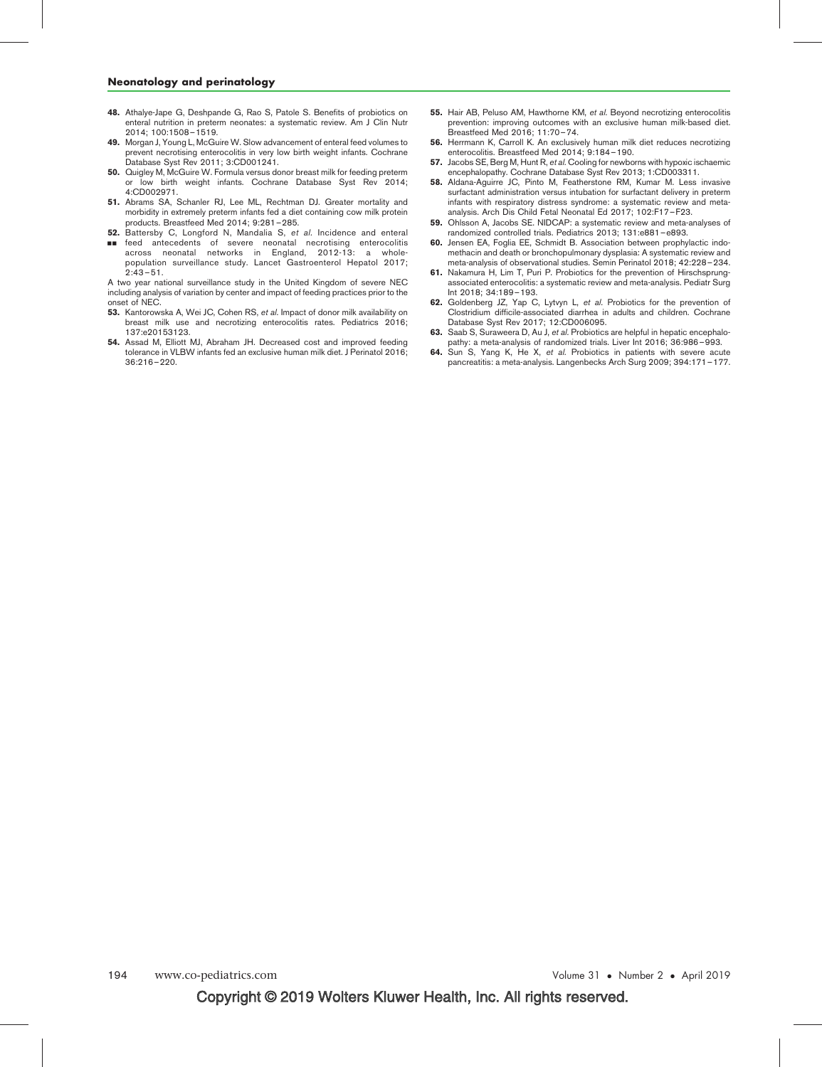48. Athalye-Jape G, Deshpande G, Rao S, Patole S. Benefits of probiotics on enteral nutrition in preterm neonates: a systematic review. Am J Clin Nutr 2014; 100:1508–1519.
49. Morgan J, Young L, McGuire W. Slow advancement of enteral feed volumes to prevent necrotising enterocolitis in very low birth weight infants. Cochrane Database Syst Rev 2011; 3:CD001241.
50. Quigley M, McGuire W. Formula versus donor breast milk for feeding preterm or low birth weight infants. Cochrane Database Syst Rev 2014; 4:CD002971.
51. Abrams SA, Schanler RJ, Lee ML, Rechtman DJ. Greater mortality and morbidity in extremely preterm infants fed a diet containing cow milk protein products. Breastfeed Med 2014; 9:281–285.
52. ▪▪ Battersby C, Longford N, Mandalia S, *et al.* Incidence and enteral feed antecedents of severe neonatal necrotising enterocolitis across neonatal networks in England, 2012-13: a whole-population surveillance study. Lancet Gastroenterol Hepatol 2017; 2:43–51.

A two year national surveillance study in the United Kingdom of severe NEC including analysis of variation by center and impact of feeding practices prior to the onset of NEC.

53. Kantorowska A, Wei JC, Cohen RS, *et al.* Impact of donor milk availability on breast milk use and necrotizing enterocolitis rates. Pediatrics 2016; 137:e20153123.
54. Assad M, Elliott MJ, Abraham JH. Decreased cost and improved feeding tolerance in VLBW infants fed an exclusive human milk diet. J Perinatol 2016; 36:216–220.
55. Hair AB, Peluso AM, Hawthorne KM, *et al.* Beyond necrotizing enterocolitis prevention: improving outcomes with an exclusive human milk-based diet. Breastfeed Med 2016; 11:70–74.
56. Herrmann K, Carroll K. An exclusively human milk diet reduces necrotizing enterocolitis. Breastfeed Med 2014; 9:184–190.
57. Jacobs SE, Berg M, Hunt R, *et al.* Cooling for newborns with hypoxic ischaemic encephalopathy. Cochrane Database Syst Rev 2013; 1:CD003311.
58. Aldana-Aguirre JC, Pinto M, Featherstone RM, Kumar M. Less invasive surfactant administration versus intubation for surfactant delivery in preterm infants with respiratory distress syndrome: a systematic review and meta-analysis. Arch Dis Child Fetal Neonatal Ed 2017; 102:F17–F23.
59. Ohlsson A, Jacobs SE. NIDCAP: a systematic review and meta-analyses of randomized controlled trials. Pediatrics 2013; 131:e881–e893.
60. Jensen EA, Foglia EE, Schmidt B. Association between prophylactic indomethacin and death or bronchopulmonary dysplasia: A systematic review and meta-analysis of observational studies. Semin Perinatol 2018; 42:228–234.
61. Nakamura H, Lim T, Puri P. Probiotics for the prevention of Hirschsprung-associated enterocolitis: a systematic review and meta-analysis. Pediatr Surg Int 2018; 34:189–193.
62. Goldenberg JZ, Yap C, Lytvyn L, *et al.* Probiotics for the prevention of Clostridium difficile-associated diarrhea in adults and children. Cochrane Database Syst Rev 2017; 12:CD006095.
63. Saab S, Suraweera D, Au J, *et al.* Probiotics are helpful in hepatic encephalopathy: a meta-analysis of randomized trials. Liver Int 2016; 36:986–993.
64. Sun S, Yang K, He X, *et al.* Probiotics in patients with severe acute pancreatitis: a meta-analysis. Langenbecks Arch Surg 2009; 394:171–177.